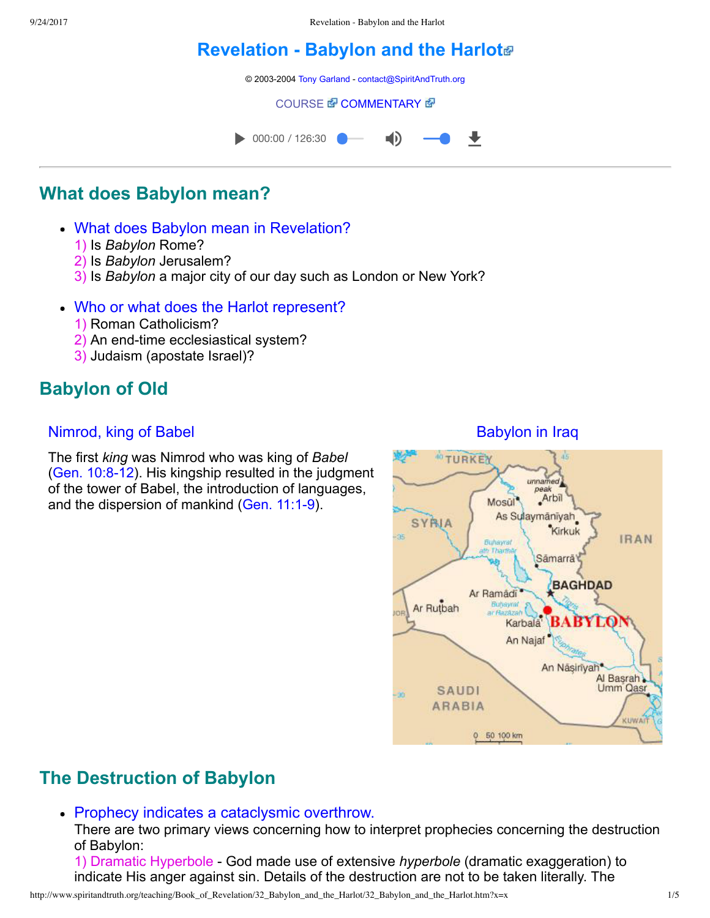# Revelation - Babylon and the Harlot

© 2003-2004 Tony Garland - contact@SpiritAndTruth.org

COURSE COMMENTARY

000:00 / 126:30

## What does Babylon mean?

- What does Babylon mean in Revelation?
  1) Is *Babylon* Rome?
  2) Is *Babylon* Jerusalem?
  3) Is *Babylon* a major city of our day such as London or New York?

- Who or what does the Harlot represent?
  1) Roman Catholicism?
  2) An end-time ecclesiastical system?
  3) Judaism (apostate Israel)?

## Babylon of Old

### Nimrod, king of Babel

The first *king* was Nimrod who was king of *Babel* (Gen. 10:8-12). His kingship resulted in the judgment of the tower of Babel, the introduction of languages, and the dispersion of mankind (Gen. 11:1-9).

### Babylon in Iraq

TURKEY
unnamed peak
Mosul
Arbil
As Sulaymaniyah
Kirkuk
SYRIA
IRAN
Buhayrat ath Tharthar
Samarra
BAGHDAD
Ar Ramadi
Ar Rutbah
Buhayrat ar Razazah
Karbala
BABYLON
An Najaf
Euphrates
Tigris
An Nasiriyah
Al Basrah
Umm Qasr
SAUDI ARABIA
KUWAIT
0 50 100 km

## The Destruction of Babylon

- Prophecy indicates a cataclysmic overthrow.
  There are two primary views concerning how to interpret prophecies concerning the destruction of Babylon:
  1) Dramatic Hyperbole - God made use of extensive *hyperbole* (dramatic exaggeration) to indicate His anger against sin. Details of the destruction are not to be taken literally. The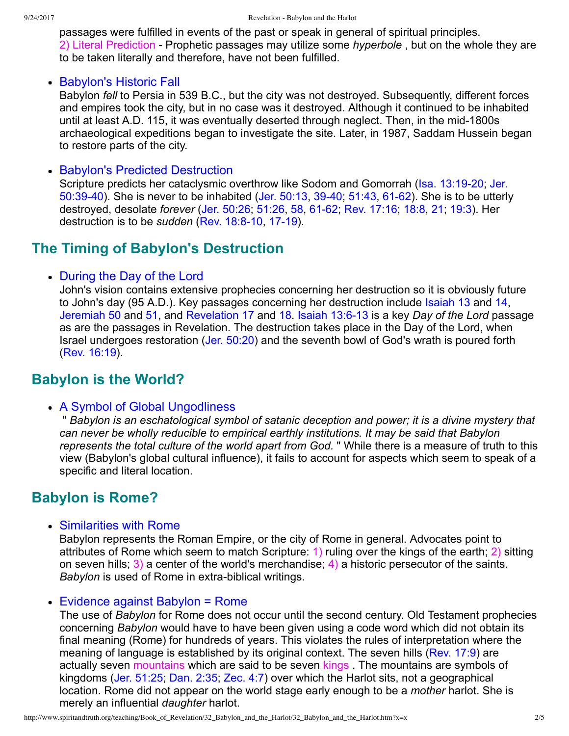passages were fulfilled in events of the past or speak in general of spiritual principles. 2) Literal Prediction - Prophetic passages may utilize some *hyperbole* , but on the whole they are to be taken literally and therefore, have not been fulfilled.

- Babylon's Historic Fall
Babylon *fell* to Persia in 539 B.C., but the city was not destroyed. Subsequently, different forces and empires took the city, but in no case was it destroyed. Although it continued to be inhabited until at least A.D. 115, it was eventually deserted through neglect. Then, in the mid-1800s archaeological expeditions began to investigate the site. Later, in 1987, Saddam Hussein began to restore parts of the city.

- Babylon's Predicted Destruction
Scripture predicts her cataclysmic overthrow like Sodom and Gomorrah (Isa. 13:19-20; Jer. 50:39-40). She is never to be inhabited (Jer. 50:13, 39-40; 51:43, 61-62). She is to be utterly destroyed, desolate *forever* (Jer. 50:26; 51:26, 58, 61-62; Rev. 17:16; 18:8, 21; 19:3). Her destruction is to be *sudden* (Rev. 18:8-10, 17-19).

## The Timing of Babylon's Destruction

- During the Day of the Lord
John's vision contains extensive prophecies concerning her destruction so it is obviously future to John's day (95 A.D.). Key passages concerning her destruction include Isaiah 13 and 14, Jeremiah 50 and 51, and Revelation 17 and 18. Isaiah 13:6-13 is a key *Day of the Lord* passage as are the passages in Revelation. The destruction takes place in the Day of the Lord, when Israel undergoes restoration (Jer. 50:20) and the seventh bowl of God's wrath is poured forth (Rev. 16:19).

## Babylon is the World?

- A Symbol of Global Ungodliness
" *Babylon is an eschatological symbol of satanic deception and power; it is a divine mystery that can never be wholly reducible to empirical earthly institutions. It may be said that Babylon represents the total culture of the world apart from God.* " While there is a measure of truth to this view (Babylon's global cultural influence), it fails to account for aspects which seem to speak of a specific and literal location.

## Babylon is Rome?

- Similarities with Rome
Babylon represents the Roman Empire, or the city of Rome in general. Advocates point to attributes of Rome which seem to match Scripture: 1) ruling over the kings of the earth; 2) sitting on seven hills; 3) a center of the world's merchandise; 4) a historic persecutor of the saints. *Babylon* is used of Rome in extra-biblical writings.

- Evidence against Babylon = Rome
The use of *Babylon* for Rome does not occur until the second century. Old Testament prophecies concerning *Babylon* would have to have been given using a code word which did not obtain its final meaning (Rome) for hundreds of years. This violates the rules of interpretation where the meaning of language is established by its original context. The seven hills (Rev. 17:9) are actually seven mountains which are said to be seven kings . The mountains are symbols of kingdoms (Jer. 51:25; Dan. 2:35; Zec. 4:7) over which the Harlot sits, not a geographical location. Rome did not appear on the world stage early enough to be a *mother* harlot. She is merely an influential *daughter* harlot.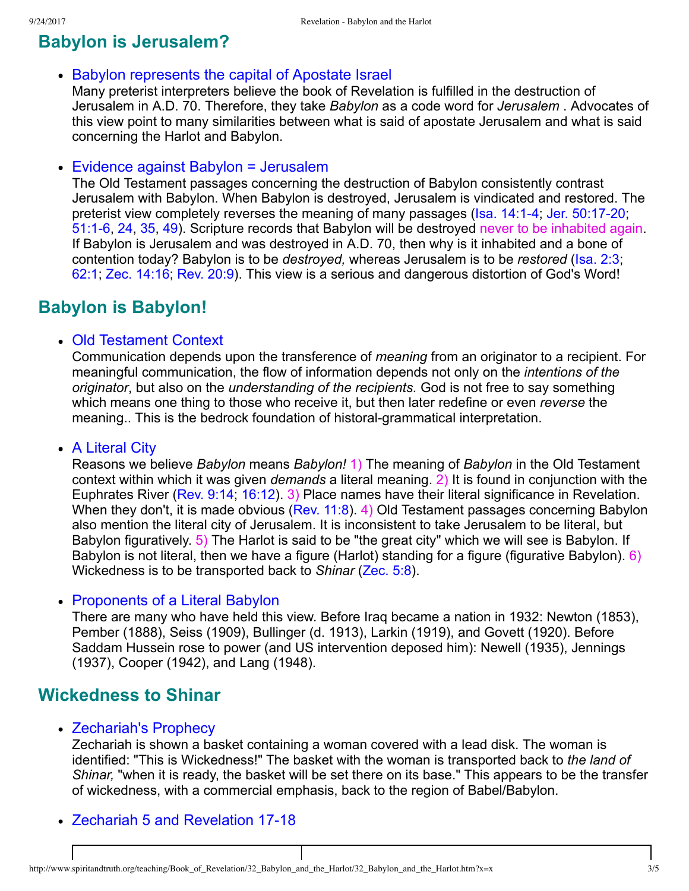## Babylon is Jerusalem?

- Babylon represents the capital of Apostate Israel
  Many preterist interpreters believe the book of Revelation is fulfilled in the destruction of Jerusalem in A.D. 70. Therefore, they take *Babylon* as a code word for *Jerusalem* . Advocates of this view point to many similarities between what is said of apostate Jerusalem and what is said concerning the Harlot and Babylon.

- Evidence against Babylon = Jerusalem
  The Old Testament passages concerning the destruction of Babylon consistently contrast Jerusalem with Babylon. When Babylon is destroyed, Jerusalem is vindicated and restored. The preterist view completely reverses the meaning of many passages (Isa. 14:1-4; Jer. 50:17-20; 51:1-6, 24, 35, 49). Scripture records that Babylon will be destroyed never to be inhabited again. If Babylon is Jerusalem and was destroyed in A.D. 70, then why is it inhabited and a bone of contention today? Babylon is to be *destroyed,* whereas Jerusalem is to be *restored* (Isa. 2:3; 62:1; Zec. 14:16; Rev. 20:9). This view is a serious and dangerous distortion of God's Word!

## Babylon is Babylon!

- Old Testament Context
  Communication depends upon the transference of *meaning* from an originator to a recipient. For meaningful communication, the flow of information depends not only on the *intentions of the originator*, but also on the *understanding of the recipients.* God is not free to say something which means one thing to those who receive it, but then later redefine or even *reverse* the meaning.. This is the bedrock foundation of historal-grammatical interpretation.

- A Literal City
  Reasons we believe *Babylon* means *Babylon!* 1) The meaning of *Babylon* in the Old Testament context within which it was given *demands* a literal meaning. 2) It is found in conjunction with the Euphrates River (Rev. 9:14; 16:12). 3) Place names have their literal significance in Revelation. When they don't, it is made obvious (Rev. 11:8). 4) Old Testament passages concerning Babylon also mention the literal city of Jerusalem. It is inconsistent to take Jerusalem to be literal, but Babylon figuratively. 5) The Harlot is said to be "the great city" which we will see is Babylon. If Babylon is not literal, then we have a figure (Harlot) standing for a figure (figurative Babylon). 6) Wickedness is to be transported back to *Shinar* (Zec. 5:8).

- Proponents of a Literal Babylon
  There are many who have held this view. Before Iraq became a nation in 1932: Newton (1853), Pember (1888), Seiss (1909), Bullinger (d. 1913), Larkin (1919), and Govett (1920). Before Saddam Hussein rose to power (and US intervention deposed him): Newell (1935), Jennings (1937), Cooper (1942), and Lang (1948).

## Wickedness to Shinar

- Zechariah's Prophecy
  Zechariah is shown a basket containing a woman covered with a lead disk. The woman is identified: "This is Wickedness!" The basket with the woman is transported back to *the land of Shinar,* "when it is ready, the basket will be set there on its base." This appears to be the transfer of wickedness, with a commercial emphasis, back to the region of Babel/Babylon.

- Zechariah 5 and Revelation 17-18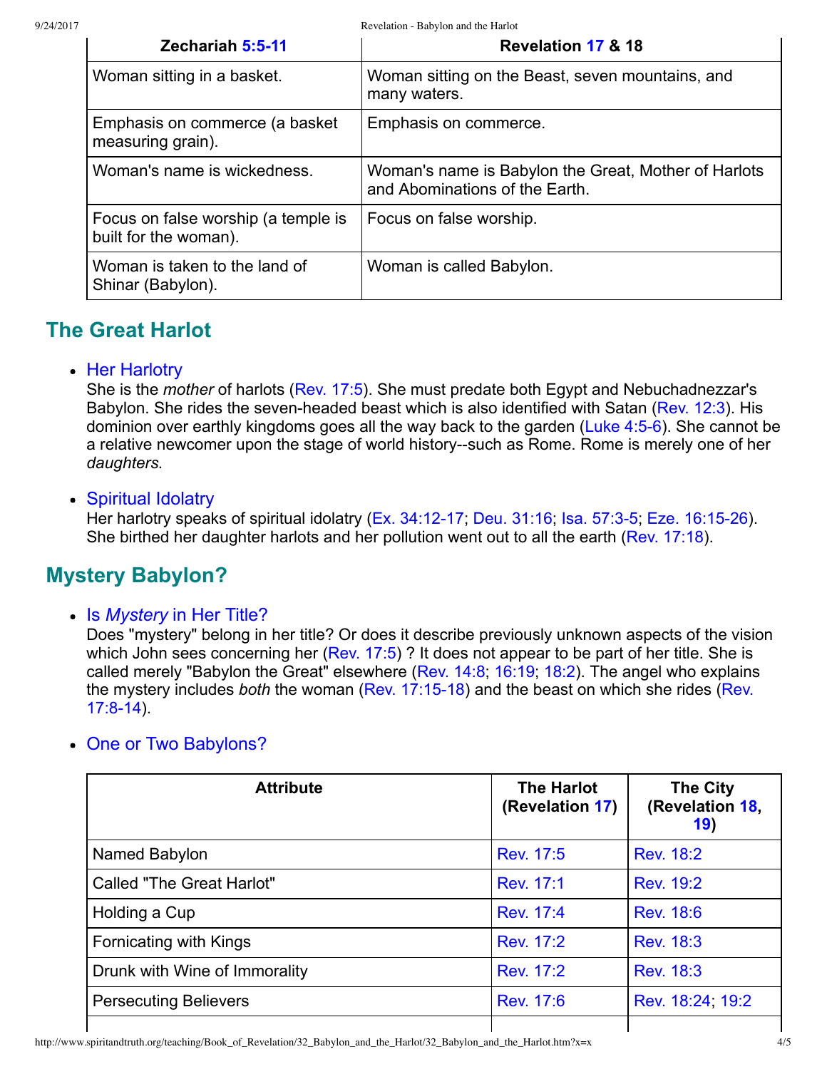| Zechariah 5:5-11 | Revelation 17 & 18 |
|---|---|
| Woman sitting in a basket. | Woman sitting on the Beast, seven mountains, and many waters. |
| Emphasis on commerce (a basket measuring grain). | Emphasis on commerce. |
| Woman's name is wickedness. | Woman's name is Babylon the Great, Mother of Harlots and Abominations of the Earth. |
| Focus on false worship (a temple is built for the woman). | Focus on false worship. |
| Woman is taken to the land of Shinar (Babylon). | Woman is called Babylon. |

## The Great Harlot

- Her Harlotry
  She is the *mother* of harlots (Rev. 17:5). She must predate both Egypt and Nebuchadnezzar's Babylon. She rides the seven-headed beast which is also identified with Satan (Rev. 12:3). His dominion over earthly kingdoms goes all the way back to the garden (Luke 4:5-6). She cannot be a relative newcomer upon the stage of world history--such as Rome. Rome is merely one of her *daughters.*

- Spiritual Idolatry
  Her harlotry speaks of spiritual idolatry (Ex. 34:12-17; Deu. 31:16; Isa. 57:3-5; Eze. 16:15-26). She birthed her daughter harlots and her pollution went out to all the earth (Rev. 17:18).

## Mystery Babylon?

- Is *Mystery* in Her Title?
  Does "mystery" belong in her title? Or does it describe previously unknown aspects of the vision which John sees concerning her (Rev. 17:5) ? It does not appear to be part of her title. She is called merely "Babylon the Great" elsewhere (Rev. 14:8; 16:19; 18:2). The angel who explains the mystery includes *both* the woman (Rev. 17:15-18) and the beast on which she rides (Rev. 17:8-14).

- One or Two Babylons?

| Attribute | The Harlot (Revelation 17) | The City (Revelation 18, 19) |
|---|---|---|
| Named Babylon | Rev. 17:5 | Rev. 18:2 |
| Called "The Great Harlot" | Rev. 17:1 | Rev. 19:2 |
| Holding a Cup | Rev. 17:4 | Rev. 18:6 |
| Fornicating with Kings | Rev. 17:2 | Rev. 18:3 |
| Drunk with Wine of Immorality | Rev. 17:2 | Rev. 18:3 |
| Persecuting Believers | Rev. 17:6 | Rev. 18:24; 19:2 |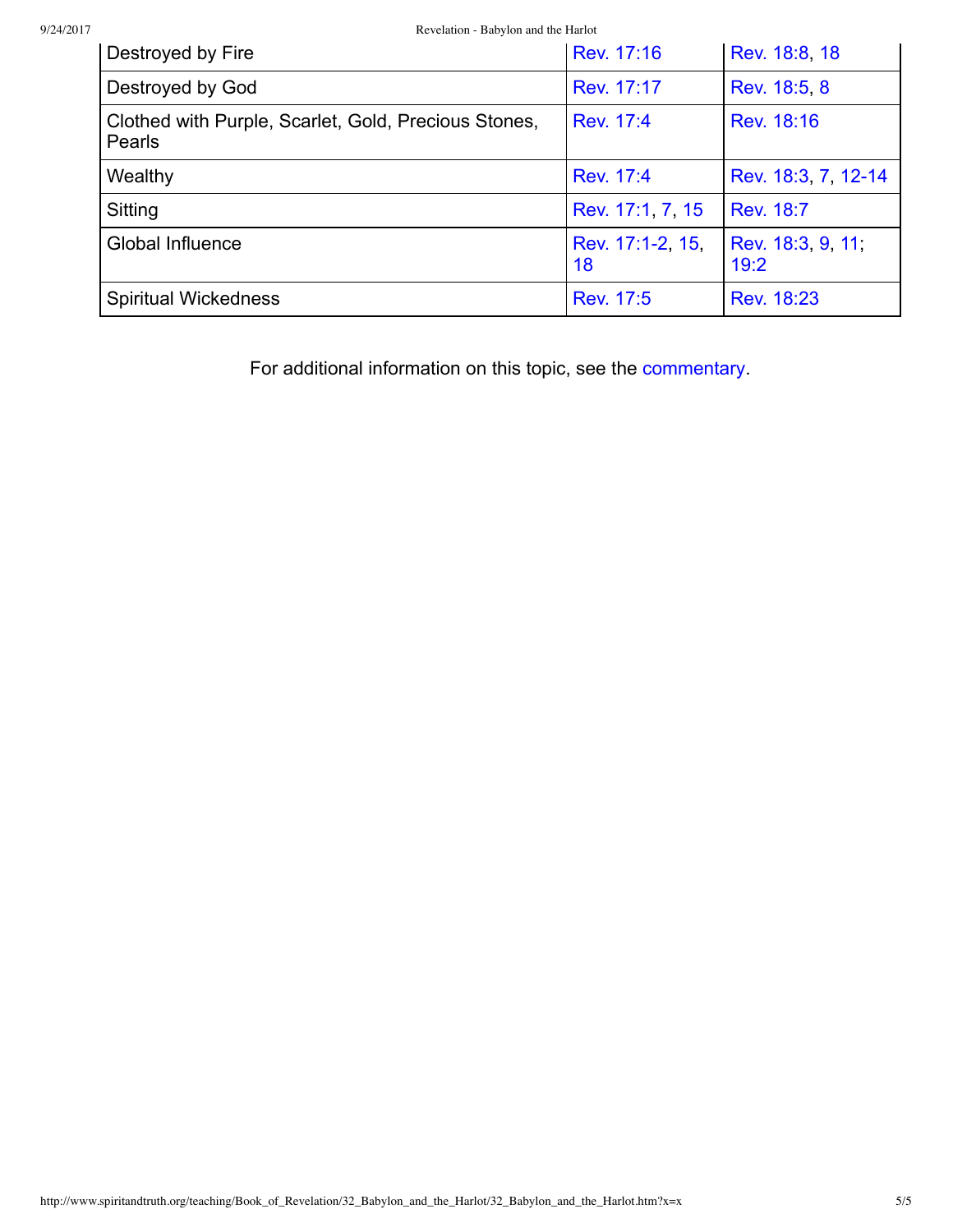| | | |
| --- | --- | --- |
| Destroyed by Fire | Rev. 17:16 | Rev. 18:8, 18 |
| Destroyed by God | Rev. 17:17 | Rev. 18:5, 8 |
| Clothed with Purple, Scarlet, Gold, Precious Stones, Pearls | Rev. 17:4 | Rev. 18:16 |
| Wealthy | Rev. 17:4 | Rev. 18:3, 7, 12-14 |
| Sitting | Rev. 17:1, 7, 15 | Rev. 18:7 |
| Global Influence | Rev. 17:1-2, 15, 18 | Rev. 18:3, 9, 11; 19:2 |
| Spiritual Wickedness | Rev. 17:5 | Rev. 18:23 |

For additional information on this topic, see the commentary.